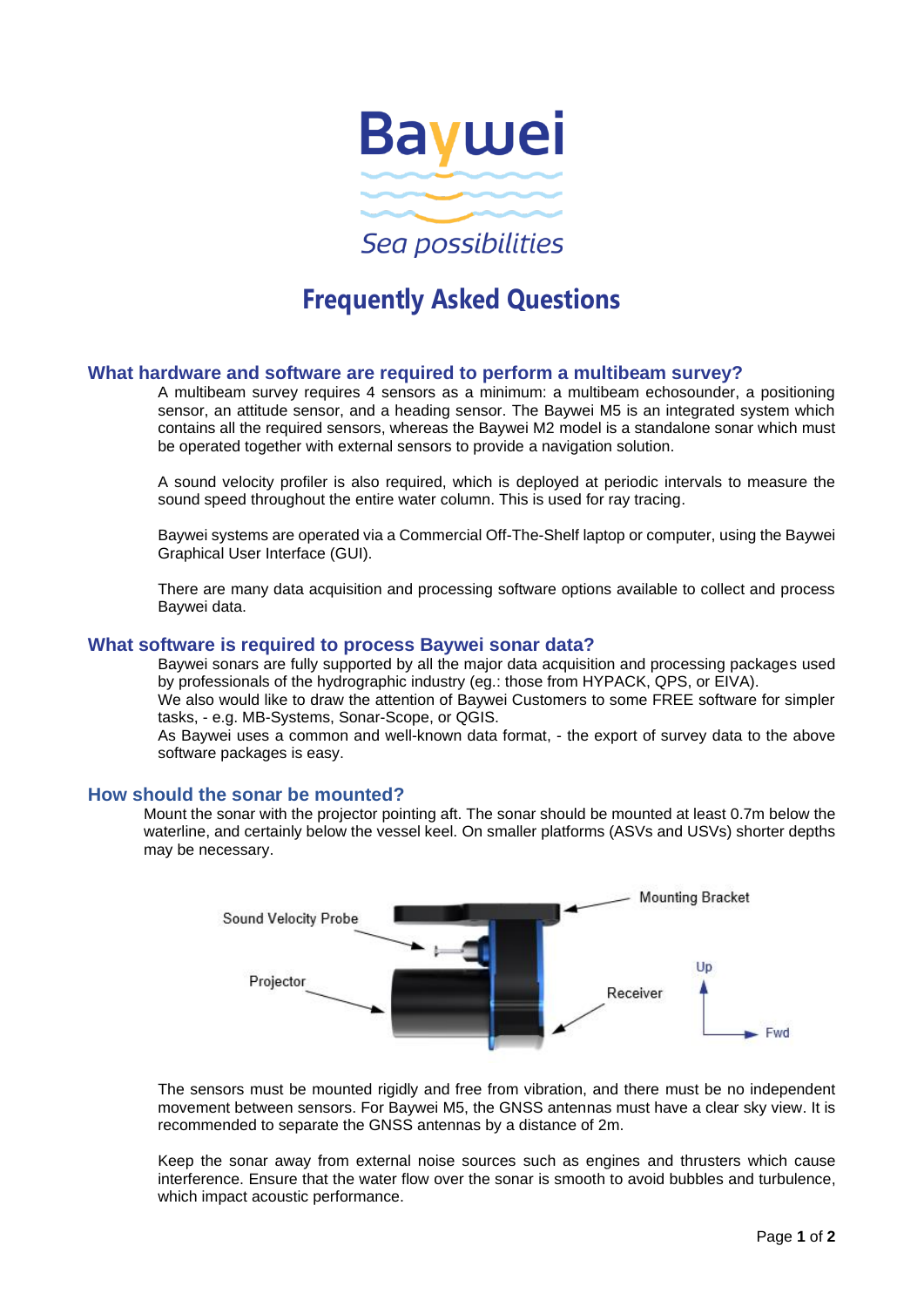Baywei

*Sea possibilities*

# Frequently Asked Questions

## What hardware and software are required to perform a multibeam survey?

A multibeam survey requires 4 sensors as a minimum: a multibeam echosounder, a positioning sensor, an attitude sensor, and a heading sensor. The Baywei M5 is an integrated system which contains all the required sensors, whereas the Baywei M2 model is a standalone sonar which must be operated together with external sensors to provide a navigation solution.

A sound velocity profiler is also required, which is deployed at periodic intervals to measure the sound speed throughout the entire water column. This is used for ray tracing.

Baywei systems are operated via a Commercial Off-The-Shelf laptop or computer, using the Baywei Graphical User Interface (GUI).

There are many data acquisition and processing software options available to collect and process Baywei data.

## What software is required to process Baywei sonar data?

Baywei sonars are fully supported by all the major data acquisition and processing packages used by professionals of the hydrographic industry (eg.: those from HYPACK, QPS, or EIVA).
We also would like to draw the attention of Baywei Customers to some FREE software for simpler tasks, - e.g. MB-Systems, Sonar-Scope, or QGIS.
As Baywei uses a common and well-known data format, - the export of survey data to the above software packages is easy.

## How should the sonar be mounted?

Mount the sonar with the projector pointing aft. The sonar should be mounted at least 0.7m below the waterline, and certainly below the vessel keel. On smaller platforms (ASVs and USVs) shorter depths may be necessary.

Sound Velocity Probe — Mounting Bracket — Projector — Receiver — Up — Fwd

The sensors must be mounted rigidly and free from vibration, and there must be no independent movement between sensors. For Baywei M5, the GNSS antennas must have a clear sky view. It is recommended to separate the GNSS antennas by a distance of 2m.

Keep the sonar away from external noise sources such as engines and thrusters which cause interference. Ensure that the water flow over the sonar is smooth to avoid bubbles and turbulence, which impact acoustic performance.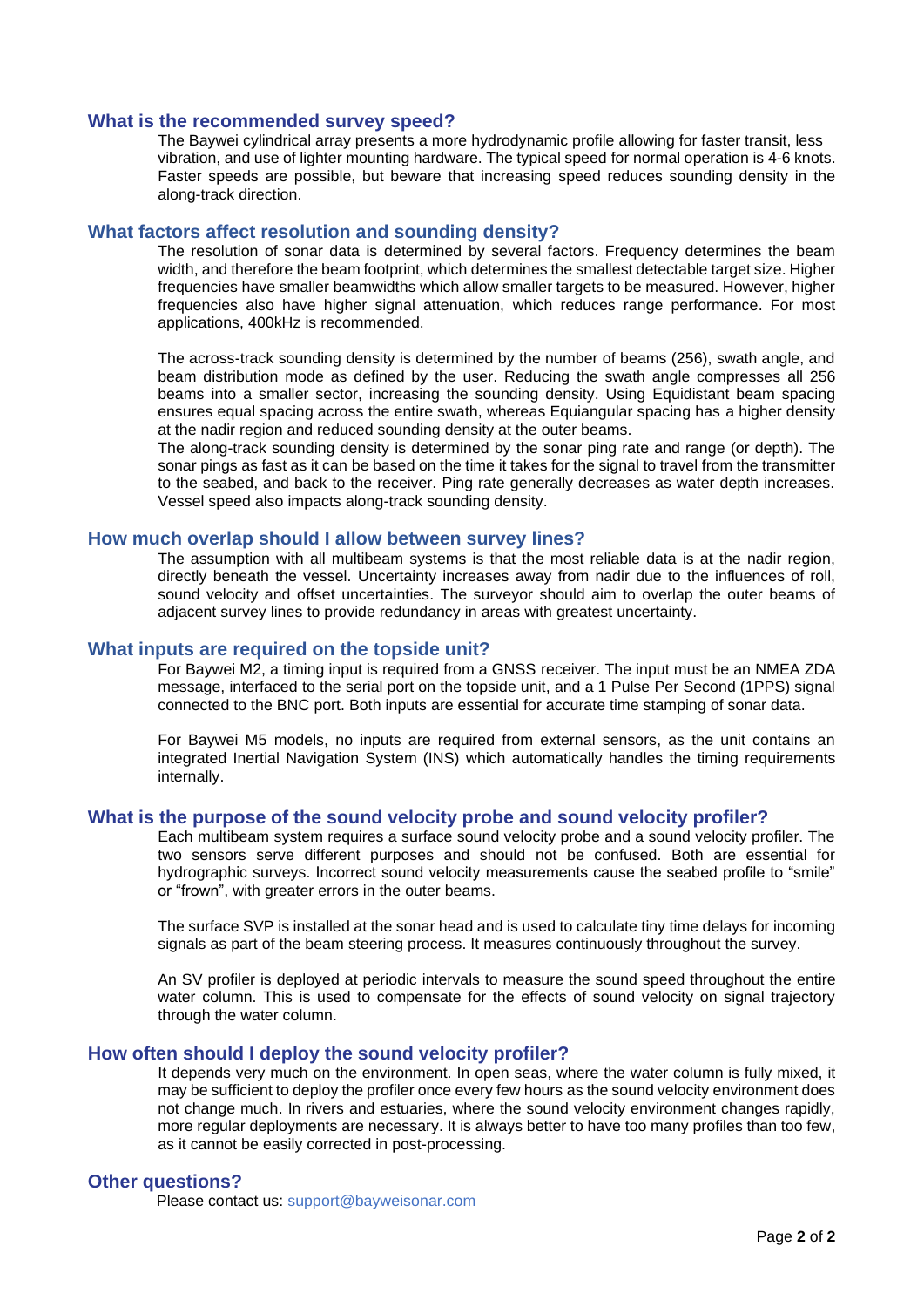## What is the recommended survey speed?

The Baywei cylindrical array presents a more hydrodynamic profile allowing for faster transit, less vibration, and use of lighter mounting hardware. The typical speed for normal operation is 4-6 knots. Faster speeds are possible, but beware that increasing speed reduces sounding density in the along-track direction.

## What factors affect resolution and sounding density?

The resolution of sonar data is determined by several factors. Frequency determines the beam width, and therefore the beam footprint, which determines the smallest detectable target size. Higher frequencies have smaller beamwidths which allow smaller targets to be measured. However, higher frequencies also have higher signal attenuation, which reduces range performance. For most applications, 400kHz is recommended.

The across-track sounding density is determined by the number of beams (256), swath angle, and beam distribution mode as defined by the user. Reducing the swath angle compresses all 256 beams into a smaller sector, increasing the sounding density. Using Equidistant beam spacing ensures equal spacing across the entire swath, whereas Equiangular spacing has a higher density at the nadir region and reduced sounding density at the outer beams.

The along-track sounding density is determined by the sonar ping rate and range (or depth). The sonar pings as fast as it can be based on the time it takes for the signal to travel from the transmitter to the seabed, and back to the receiver. Ping rate generally decreases as water depth increases. Vessel speed also impacts along-track sounding density.

## How much overlap should I allow between survey lines?

The assumption with all multibeam systems is that the most reliable data is at the nadir region, directly beneath the vessel. Uncertainty increases away from nadir due to the influences of roll, sound velocity and offset uncertainties. The surveyor should aim to overlap the outer beams of adjacent survey lines to provide redundancy in areas with greatest uncertainty.

## What inputs are required on the topside unit?

For Baywei M2, a timing input is required from a GNSS receiver. The input must be an NMEA ZDA message, interfaced to the serial port on the topside unit, and a 1 Pulse Per Second (1PPS) signal connected to the BNC port. Both inputs are essential for accurate time stamping of sonar data.

For Baywei M5 models, no inputs are required from external sensors, as the unit contains an integrated Inertial Navigation System (INS) which automatically handles the timing requirements internally.

## What is the purpose of the sound velocity probe and sound velocity profiler?

Each multibeam system requires a surface sound velocity probe and a sound velocity profiler. The two sensors serve different purposes and should not be confused. Both are essential for hydrographic surveys. Incorrect sound velocity measurements cause the seabed profile to "smile" or "frown", with greater errors in the outer beams.

The surface SVP is installed at the sonar head and is used to calculate tiny time delays for incoming signals as part of the beam steering process. It measures continuously throughout the survey.

An SV profiler is deployed at periodic intervals to measure the sound speed throughout the entire water column. This is used to compensate for the effects of sound velocity on signal trajectory through the water column.

## How often should I deploy the sound velocity profiler?

It depends very much on the environment. In open seas, where the water column is fully mixed, it may be sufficient to deploy the profiler once every few hours as the sound velocity environment does not change much. In rivers and estuaries, where the sound velocity environment changes rapidly, more regular deployments are necessary. It is always better to have too many profiles than too few, as it cannot be easily corrected in post-processing.

## Other questions?

Please contact us: support@bayweisonar.com